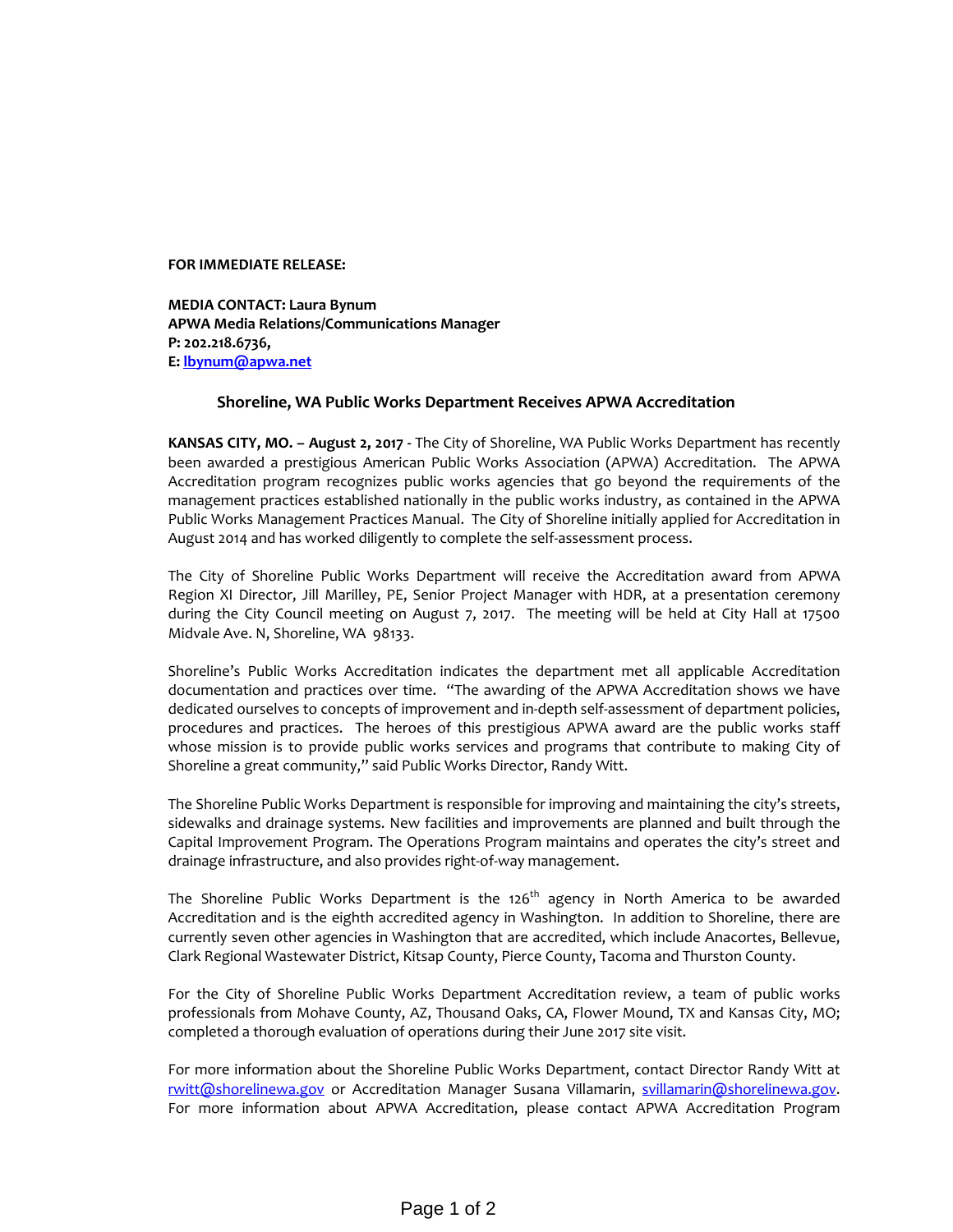**FOR IMMEDIATE RELEASE:**

**MEDIA CONTACT: Laura Bynum**
**APWA Media Relations/Communications Manager**
**P: 202.218.6736,**
**E: lbynum@apwa.net**

## Shoreline, WA Public Works Department Receives APWA Accreditation

**KANSAS CITY, MO. – August 2, 2017 -** The City of Shoreline, WA Public Works Department has recently been awarded a prestigious American Public Works Association (APWA) Accreditation. The APWA Accreditation program recognizes public works agencies that go beyond the requirements of the management practices established nationally in the public works industry, as contained in the APWA Public Works Management Practices Manual. The City of Shoreline initially applied for Accreditation in August 2014 and has worked diligently to complete the self-assessment process.

The City of Shoreline Public Works Department will receive the Accreditation award from APWA Region XI Director, Jill Marilley, PE, Senior Project Manager with HDR, at a presentation ceremony during the City Council meeting on August 7, 2017. The meeting will be held at City Hall at 17500 Midvale Ave. N, Shoreline, WA 98133.

Shoreline's Public Works Accreditation indicates the department met all applicable Accreditation documentation and practices over time. "The awarding of the APWA Accreditation shows we have dedicated ourselves to concepts of improvement and in-depth self-assessment of department policies, procedures and practices. The heroes of this prestigious APWA award are the public works staff whose mission is to provide public works services and programs that contribute to making City of Shoreline a great community," said Public Works Director, Randy Witt.

The Shoreline Public Works Department is responsible for improving and maintaining the city's streets, sidewalks and drainage systems. New facilities and improvements are planned and built through the Capital Improvement Program. The Operations Program maintains and operates the city's street and drainage infrastructure, and also provides right-of-way management.

The Shoreline Public Works Department is the 126th agency in North America to be awarded Accreditation and is the eighth accredited agency in Washington. In addition to Shoreline, there are currently seven other agencies in Washington that are accredited, which include Anacortes, Bellevue, Clark Regional Wastewater District, Kitsap County, Pierce County, Tacoma and Thurston County.

For the City of Shoreline Public Works Department Accreditation review, a team of public works professionals from Mohave County, AZ, Thousand Oaks, CA, Flower Mound, TX and Kansas City, MO; completed a thorough evaluation of operations during their June 2017 site visit.

For more information about the Shoreline Public Works Department, contact Director Randy Witt at rwitt@shorelinewa.gov or Accreditation Manager Susana Villamarin, svillamarin@shorelinewa.gov. For more information about APWA Accreditation, please contact APWA Accreditation Program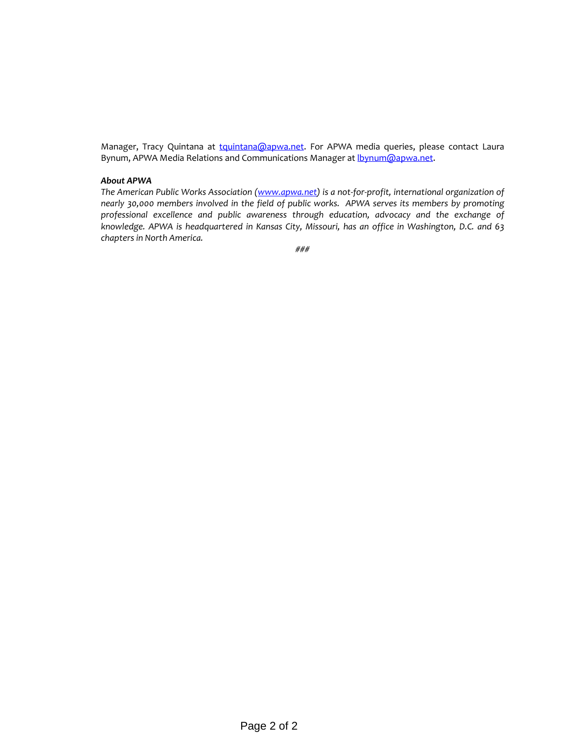Manager, Tracy Quintana at tquintana@apwa.net. For APWA media queries, please contact Laura Bynum, APWA Media Relations and Communications Manager at lbynum@apwa.net.

***About APWA***

*The American Public Works Association (www.apwa.net) is a not-for-profit, international organization of nearly 30,000 members involved in the field of public works. APWA serves its members by promoting professional excellence and public awareness through education, advocacy and the exchange of knowledge. APWA is headquartered in Kansas City, Missouri, has an office in Washington, D.C. and 63 chapters in North America.*

###